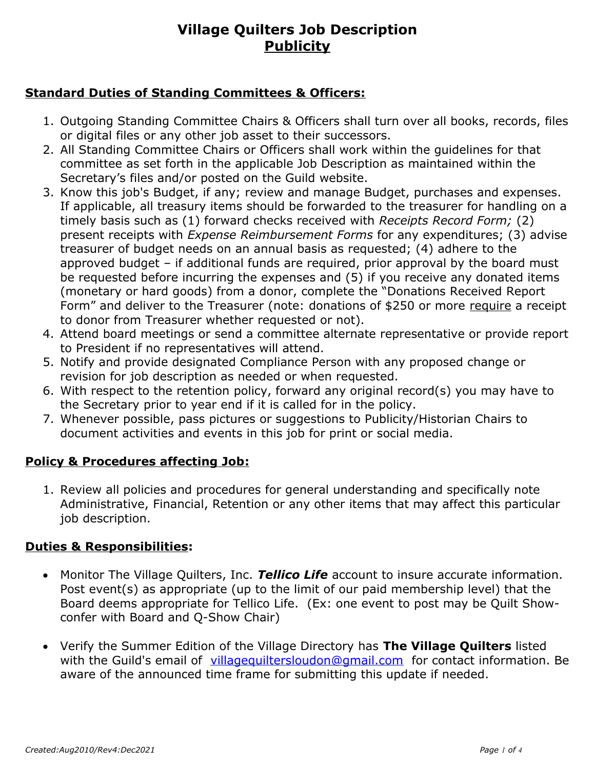# Village Quilters Job Description
## Publicity

### Standard Duties of Standing Committees & Officers:

1. Outgoing Standing Committee Chairs & Officers shall turn over all books, records, files or digital files or any other job asset to their successors.
2. All Standing Committee Chairs or Officers shall work within the guidelines for that committee as set forth in the applicable Job Description as maintained within the Secretary's files and/or posted on the Guild website.
3. Know this job's Budget, if any; review and manage Budget, purchases and expenses. If applicable, all treasury items should be forwarded to the treasurer for handling on a timely basis such as (1) forward checks received with *Receipts Record Form;* (2) present receipts with *Expense Reimbursement Forms* for any expenditures; (3) advise treasurer of budget needs on an annual basis as requested; (4) adhere to the approved budget – if additional funds are required, prior approval by the board must be requested before incurring the expenses and (5) if you receive any donated items (monetary or hard goods) from a donor, complete the "Donations Received Report Form" and deliver to the Treasurer (note: donations of $250 or more require a receipt to donor from Treasurer whether requested or not).
4. Attend board meetings or send a committee alternate representative or provide report to President if no representatives will attend.
5. Notify and provide designated Compliance Person with any proposed change or revision for job description as needed or when requested.
6. With respect to the retention policy, forward any original record(s) you may have to the Secretary prior to year end if it is called for in the policy.
7. Whenever possible, pass pictures or suggestions to Publicity/Historian Chairs to document activities and events in this job for print or social media.

### Policy & Procedures affecting Job:

1. Review all policies and procedures for general understanding and specifically note Administrative, Financial, Retention or any other items that may affect this particular job description.

### Duties & Responsibilities:

- Monitor The Village Quilters, Inc. ***Tellico Life*** account to insure accurate information. Post event(s) as appropriate (up to the limit of our paid membership level) that the Board deems appropriate for Tellico Life. (Ex: one event to post may be Quilt Show-confer with Board and Q-Show Chair)

- Verify the Summer Edition of the Village Directory has **The Village Quilters** listed with the Guild's email of villagequiltersloudon@gmail.com for contact information. Be aware of the announced time frame for submitting this update if needed.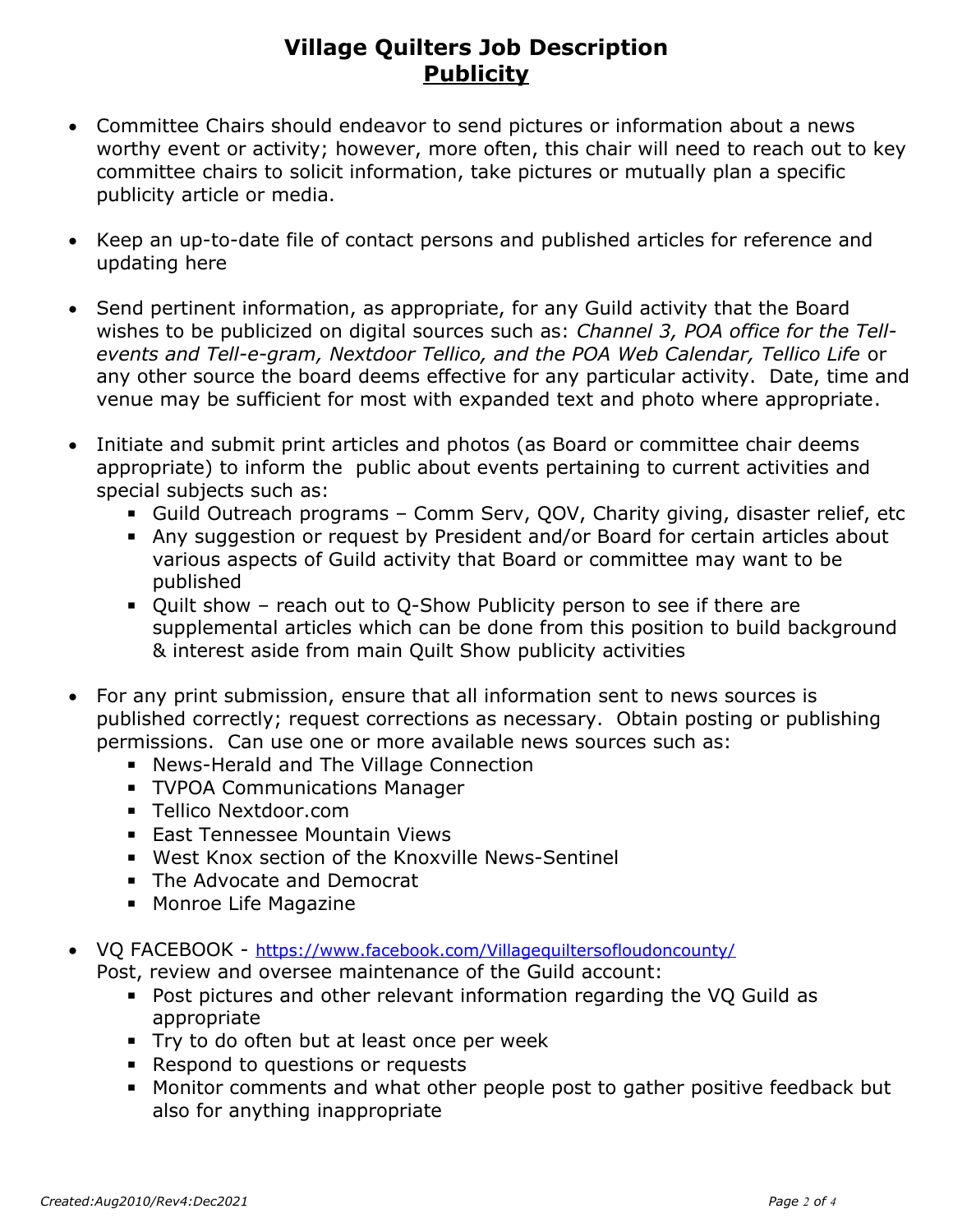# Village Quilters Job Description
## Publicity

- Committee Chairs should endeavor to send pictures or information about a news worthy event or activity; however, more often, this chair will need to reach out to key committee chairs to solicit information, take pictures or mutually plan a specific publicity article or media.

- Keep an up-to-date file of contact persons and published articles for reference and updating here

- Send pertinent information, as appropriate, for any Guild activity that the Board wishes to be publicized on digital sources such as: *Channel 3, POA office for the Tell-events and Tell-e-gram, Nextdoor Tellico, and the POA Web Calendar, Tellico Life* or any other source the board deems effective for any particular activity. Date, time and venue may be sufficient for most with expanded text and photo where appropriate.

- Initiate and submit print articles and photos (as Board or committee chair deems appropriate) to inform the public about events pertaining to current activities and special subjects such as:
  - Guild Outreach programs – Comm Serv, QOV, Charity giving, disaster relief, etc
  - Any suggestion or request by President and/or Board for certain articles about various aspects of Guild activity that Board or committee may want to be published
  - Quilt show – reach out to Q-Show Publicity person to see if there are supplemental articles which can be done from this position to build background & interest aside from main Quilt Show publicity activities

- For any print submission, ensure that all information sent to news sources is published correctly; request corrections as necessary. Obtain posting or publishing permissions. Can use one or more available news sources such as:
  - News-Herald and The Village Connection
  - TVPOA Communications Manager
  - Tellico Nextdoor.com
  - East Tennessee Mountain Views
  - West Knox section of the Knoxville News-Sentinel
  - The Advocate and Democrat
  - Monroe Life Magazine

- VQ FACEBOOK - https://www.facebook.com/Villagequiltersofloudoncounty/
  Post, review and oversee maintenance of the Guild account:
  - Post pictures and other relevant information regarding the VQ Guild as appropriate
  - Try to do often but at least once per week
  - Respond to questions or requests
  - Monitor comments and what other people post to gather positive feedback but also for anything inappropriate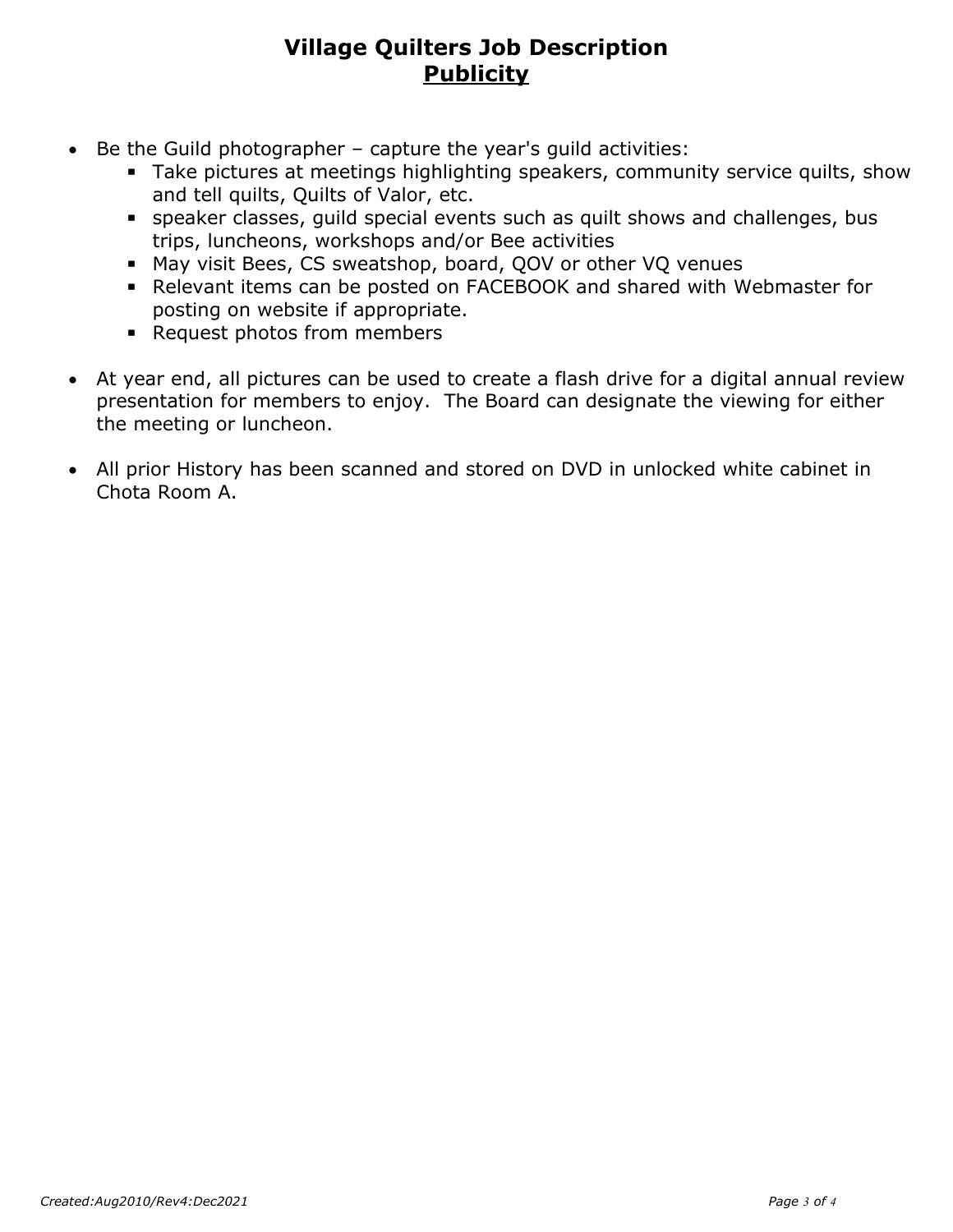# Village Quilters Job Description

## Publicity

- Be the Guild photographer – capture the year's guild activities:
  - Take pictures at meetings highlighting speakers, community service quilts, show and tell quilts, Quilts of Valor, etc.
  - speaker classes, guild special events such as quilt shows and challenges, bus trips, luncheons, workshops and/or Bee activities
  - May visit Bees, CS sweatshop, board, QOV or other VQ venues
  - Relevant items can be posted on FACEBOOK and shared with Webmaster for posting on website if appropriate.
  - Request photos from members

- At year end, all pictures can be used to create a flash drive for a digital annual review presentation for members to enjoy. The Board can designate the viewing for either the meeting or luncheon.

- All prior History has been scanned and stored on DVD in unlocked white cabinet in Chota Room A.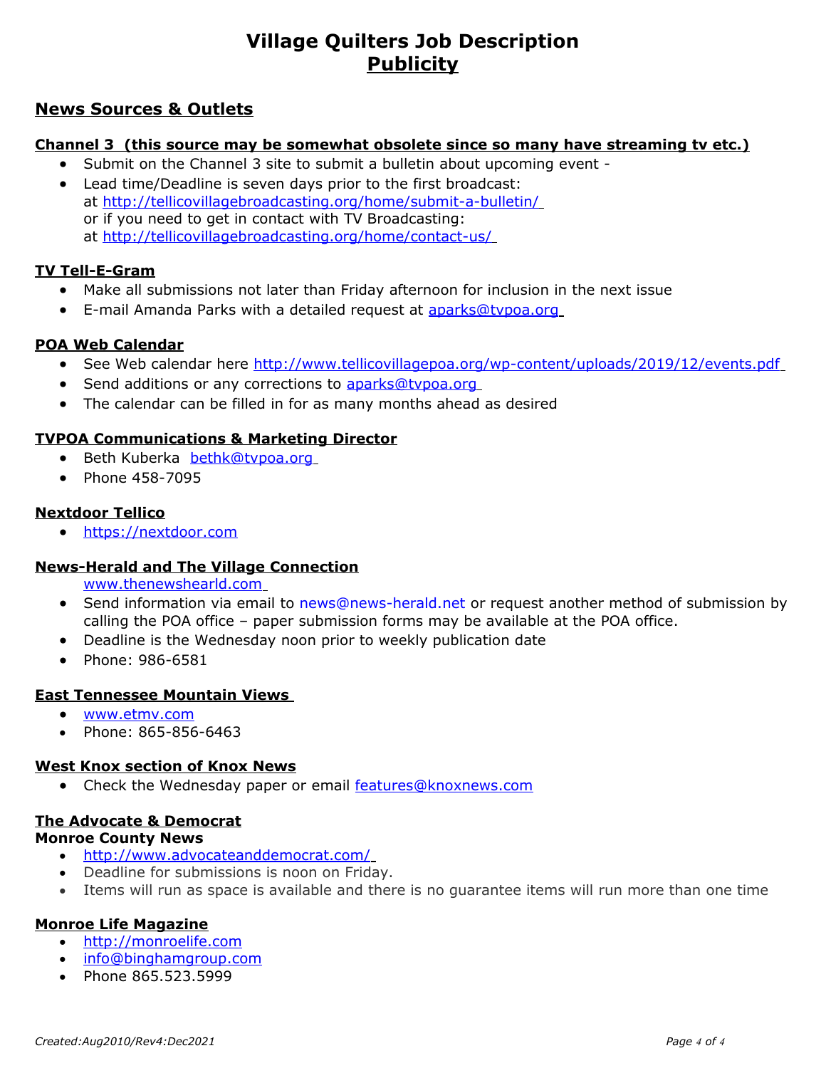# Village Quilters Job Description
# Publicity

## News Sources & Outlets

### Channel 3 (this source may be somewhat obsolete since so many have streaming tv etc.)

- Submit on the Channel 3 site to submit a bulletin about upcoming event -
- Lead time/Deadline is seven days prior to the first broadcast:
  at http://tellicovillagebroadcasting.org/home/submit-a-bulletin/
  or if you need to get in contact with TV Broadcasting:
  at http://tellicovillagebroadcasting.org/home/contact-us/

### TV Tell-E-Gram

- Make all submissions not later than Friday afternoon for inclusion in the next issue
- E-mail Amanda Parks with a detailed request at aparks@tvpoa.org

### POA Web Calendar

- See Web calendar here http://www.tellicovillagepoa.org/wp-content/uploads/2019/12/events.pdf
- Send additions or any corrections to aparks@tvpoa.org
- The calendar can be filled in for as many months ahead as desired

### TVPOA Communications & Marketing Director

- Beth Kuberka bethk@tvpoa.org
- Phone 458-7095

### Nextdoor Tellico

- https://nextdoor.com

### News-Herald and The Village Connection

www.thenewshearld.com

- Send information via email to news@news-herald.net or request another method of submission by calling the POA office – paper submission forms may be available at the POA office.
- Deadline is the Wednesday noon prior to weekly publication date
- Phone: 986-6581

### East Tennessee Mountain Views

- www.etmv.com
- Phone: 865-856-6463

### West Knox section of Knox News

- Check the Wednesday paper or email features@knoxnews.com

### The Advocate & Democrat

**Monroe County News**

- http://www.advocateanddemocrat.com/
- Deadline for submissions is noon on Friday.
- Items will run as space is available and there is no guarantee items will run more than one time

### Monroe Life Magazine

- http://monroelife.com
- info@binghamgroup.com
- Phone 865.523.5999

*Created:Aug2010/Rev4:Dec2021*